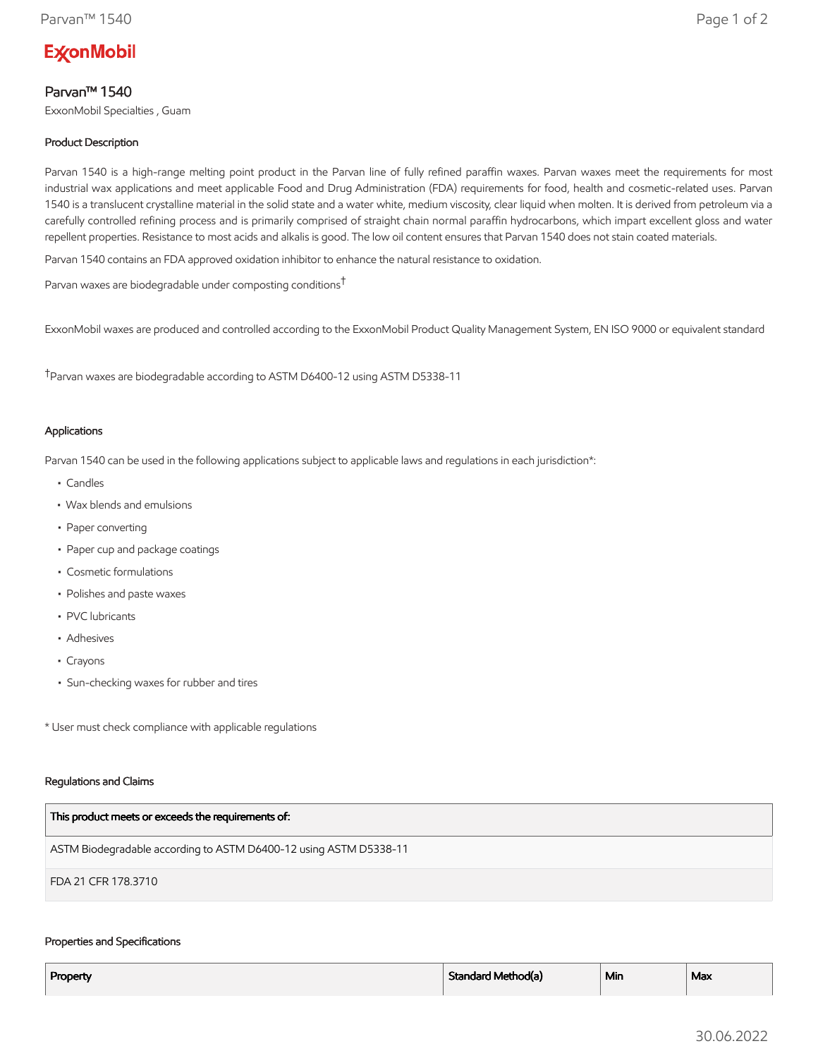# ExxonMobil

## Parvan™ 1540

ExxonMobil Specialties , Guam

### Product Description

Parvan 1540 is a high-range melting point product in the Parvan line of fully refined paraffin waxes. Parvan waxes meet the requirements for most industrial wax applications and meet applicable Food and Drug Administration (FDA) requirements for food, health and cosmetic-related uses. Parvan 1540 is a translucent crystalline material in the solid state and a water white, medium viscosity, clear liquid when molten. It is derived from petroleum via a carefully controlled refining process and is primarily comprised of straight chain normal paraffin hydrocarbons, which impart excellent gloss and water repellent properties. Resistance to most acids and alkalis is good. The low oil content ensures that Parvan 1540 does not stain coated materials.

Parvan 1540 contains an FDA approved oxidation inhibitor to enhance the natural resistance to oxidation.

Parvan waxes are biodegradable under composting conditions†

ExxonMobil waxes are produced and controlled according to the ExxonMobil Product Quality Management System, EN ISO 9000 or equivalent standard

†Parvan waxes are biodegradable according to ASTM D6400-12 using ASTM D5338-11

### Applications

Parvan 1540 can be used in the following applications subject to applicable laws and regulations in each jurisdiction*:

- Candles
- Wax blends and emulsions
- Paper converting
- Paper cup and package coatings
- Cosmetic formulations
- Polishes and paste waxes
- PVC lubricants
- Adhesives
- Crayons
- Sun-checking waxes for rubber and tires

* User must check compliance with applicable regulations

### Regulations and Claims

| This product meets or exceeds the requirements of: |
|---|
| ASTM Biodegradable according to ASTM D6400-12 using ASTM D5338-11 |
| FDA 21 CFR 178.3710 |

### Properties and Specifications

| Property | Standard Method(a) | Min | Max |
|---|---|---|---|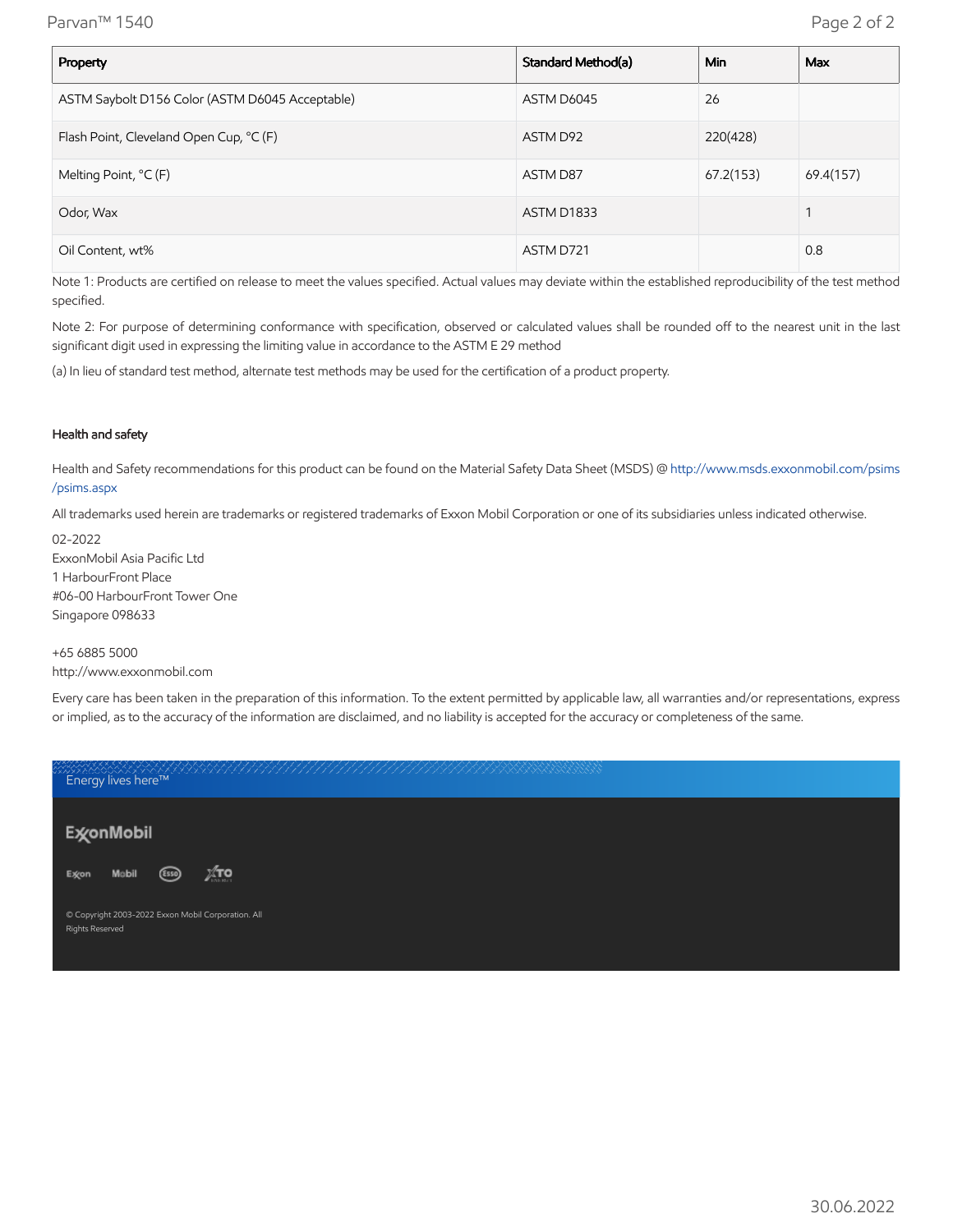| Property | Standard Method(a) | Min | Max |
| --- | --- | --- | --- |
| ASTM Saybolt D156 Color (ASTM D6045 Acceptable) | ASTM D6045 | 26 | |
| Flash Point, Cleveland Open Cup, °C (F) | ASTM D92 | 220(428) | |
| Melting Point, °C (F) | ASTM D87 | 67.2(153) | 69.4(157) |
| Odor, Wax | ASTM D1833 | | 1 |
| Oil Content, wt% | ASTM D721 | | 0.8 |

Note 1: Products are certified on release to meet the values specified. Actual values may deviate within the established reproducibility of the test method specified.

Note 2: For purpose of determining conformance with specification, observed or calculated values shall be rounded off to the nearest unit in the last significant digit used in expressing the limiting value in accordance to the ASTM E 29 method

(a) In lieu of standard test method, alternate test methods may be used for the certification of a product property.

### Health and safety

Health and Safety recommendations for this product can be found on the Material Safety Data Sheet (MSDS) @ http://www.msds.exxonmobil.com/psims/psims.aspx

All trademarks used herein are trademarks or registered trademarks of Exxon Mobil Corporation or one of its subsidiaries unless indicated otherwise.

02-2022
ExxonMobil Asia Pacific Ltd
1 HarbourFront Place
#06-00 HarbourFront Tower One
Singapore 098633

+65 6885 5000
http://www.exxonmobil.com

Every care has been taken in the preparation of this information. To the extent permitted by applicable law, all warranties and/or representations, express or implied, as to the accuracy of the information are disclaimed, and no liability is accepted for the accuracy or completeness of the same.

Energy lives here™

ExxonMobil

Exxon Mobil Esso XTO

© Copyright 2003-2022 Exxon Mobil Corporation. All Rights Reserved

30.06.2022